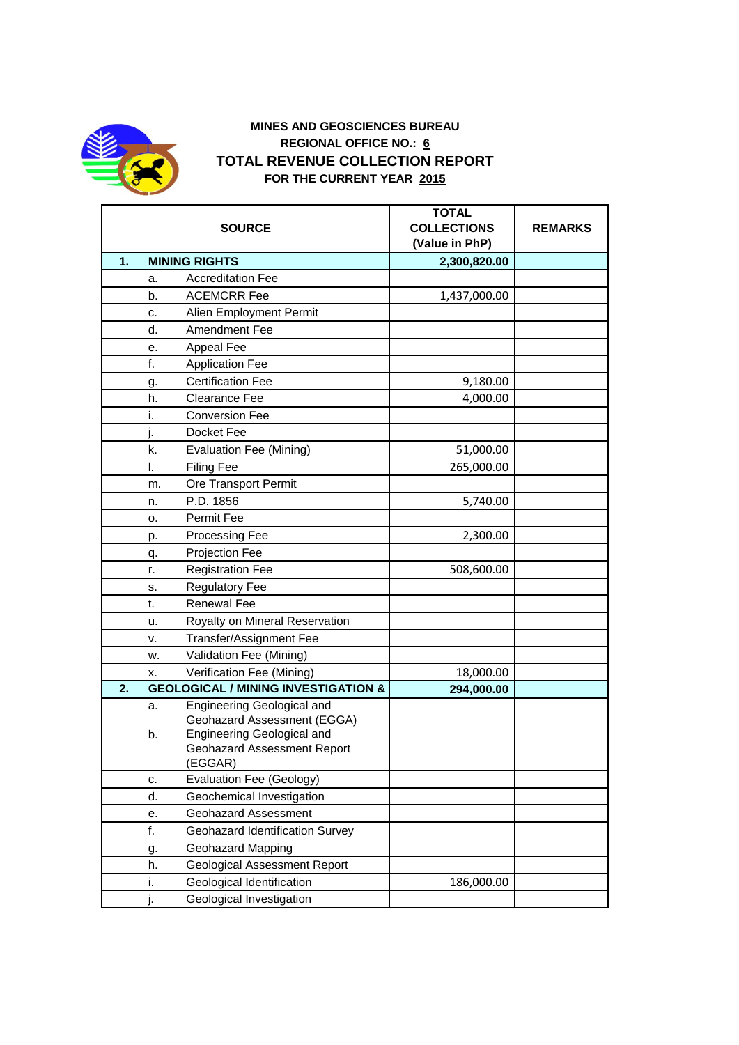**MINES AND GEOSCIENCES BUREAU**

**REGIONAL OFFICE NO.: 6**

# TOTAL REVENUE COLLECTION REPORT

**FOR THE CURRENT YEAR 2015**

| SOURCE | | | TOTAL COLLECTIONS (Value in PhP) | REMARKS |
|---|---|---|---|---|
| **1.** | **MINING RIGHTS** | | **2,300,820.00** | |
| | a. | Accreditation Fee | | |
| | b. | ACEMCRR Fee | 1,437,000.00 | |
| | c. | Alien Employment Permit | | |
| | d. | Amendment Fee | | |
| | e. | Appeal Fee | | |
| | f. | Application Fee | | |
| | g. | Certification Fee | 9,180.00 | |
| | h. | Clearance Fee | 4,000.00 | |
| | i. | Conversion Fee | | |
| | j. | Docket Fee | | |
| | k. | Evaluation Fee (Mining) | 51,000.00 | |
| | l. | Filing Fee | 265,000.00 | |
| | m. | Ore Transport Permit | | |
| | n. | P.D. 1856 | 5,740.00 | |
| | o. | Permit Fee | | |
| | p. | Processing Fee | 2,300.00 | |
| | q. | Projection Fee | | |
| | r. | Registration Fee | 508,600.00 | |
| | s. | Regulatory Fee | | |
| | t. | Renewal Fee | | |
| | u. | Royalty on Mineral Reservation | | |
| | v. | Transfer/Assignment Fee | | |
| | w. | Validation Fee (Mining) | | |
| | x. | Verification Fee (Mining) | 18,000.00 | |
| **2.** | **GEOLOGICAL / MINING INVESTIGATION &** | | **294,000.00** | |
| | a. | Engineering Geological and Geohazard Assessment (EGGA) | | |
| | b. | Engineering Geological and Geohazard Assessment Report (EGGAR) | | |
| | c. | Evaluation Fee (Geology) | | |
| | d. | Geochemical Investigation | | |
| | e. | Geohazard Assessment | | |
| | f. | Geohazard Identification Survey | | |
| | g. | Geohazard Mapping | | |
| | h. | Geological Assessment Report | | |
| | i. | Geological Identification | 186,000.00 | |
| | j. | Geological Investigation | | |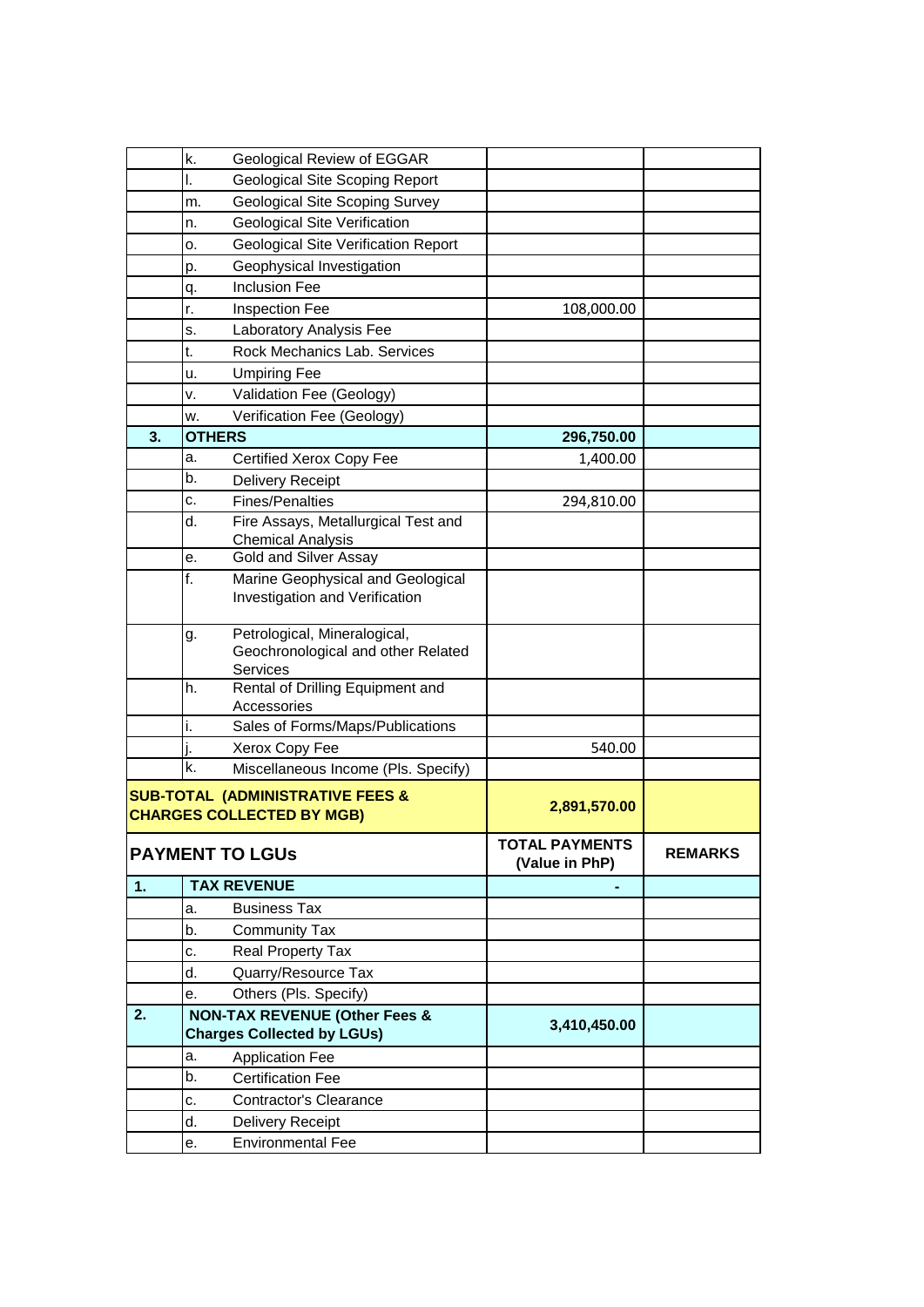| | | | | |
|---|---|---|---|---|
| | k. | Geological Review of EGGAR | | |
| | l. | Geological Site Scoping Report | | |
| | m. | Geological Site Scoping Survey | | |
| | n. | Geological Site Verification | | |
| | o. | Geological Site Verification Report | | |
| | p. | Geophysical Investigation | | |
| | q. | Inclusion Fee | | |
| | r. | Inspection Fee | 108,000.00 | |
| | s. | Laboratory Analysis Fee | | |
| | t. | Rock Mechanics Lab. Services | | |
| | u. | Umpiring Fee | | |
| | v. | Validation Fee (Geology) | | |
| | w. | Verification Fee (Geology) | | |
| **3.** | **OTHERS** | | **296,750.00** | |
| | a. | Certified Xerox Copy Fee | 1,400.00 | |
| | b. | Delivery Receipt | | |
| | c. | Fines/Penalties | 294,810.00 | |
| | d. | Fire Assays, Metallurgical Test and Chemical Analysis | | |
| | e. | Gold and Silver Assay | | |
| | f. | Marine Geophysical and Geological Investigation and Verification | | |
| | g. | Petrological, Mineralogical, Geochronological and other Related Services | | |
| | h. | Rental of Drilling Equipment and Accessories | | |
| | i. | Sales of Forms/Maps/Publications | | |
| | j. | Xerox Copy Fee | 540.00 | |
| | k. | Miscellaneous Income (Pls. Specify) | | |
| **SUB-TOTAL (ADMINISTRATIVE FEES & CHARGES COLLECTED BY MGB)** | | | **2,891,570.00** | |
| **PAYMENT TO LGUs** | | | **TOTAL PAYMENTS (Value in PhP)** | **REMARKS** |
| **1.** | **TAX REVENUE** | | **-** | |
| | a. | Business Tax | | |
| | b. | Community Tax | | |
| | c. | Real Property Tax | | |
| | d. | Quarry/Resource Tax | | |
| | e. | Others (Pls. Specify) | | |
| **2.** | **NON-TAX REVENUE (Other Fees & Charges Collected by LGUs)** | | **3,410,450.00** | |
| | a. | Application Fee | | |
| | b. | Certification Fee | | |
| | c. | Contractor's Clearance | | |
| | d. | Delivery Receipt | | |
| | e. | Environmental Fee | | |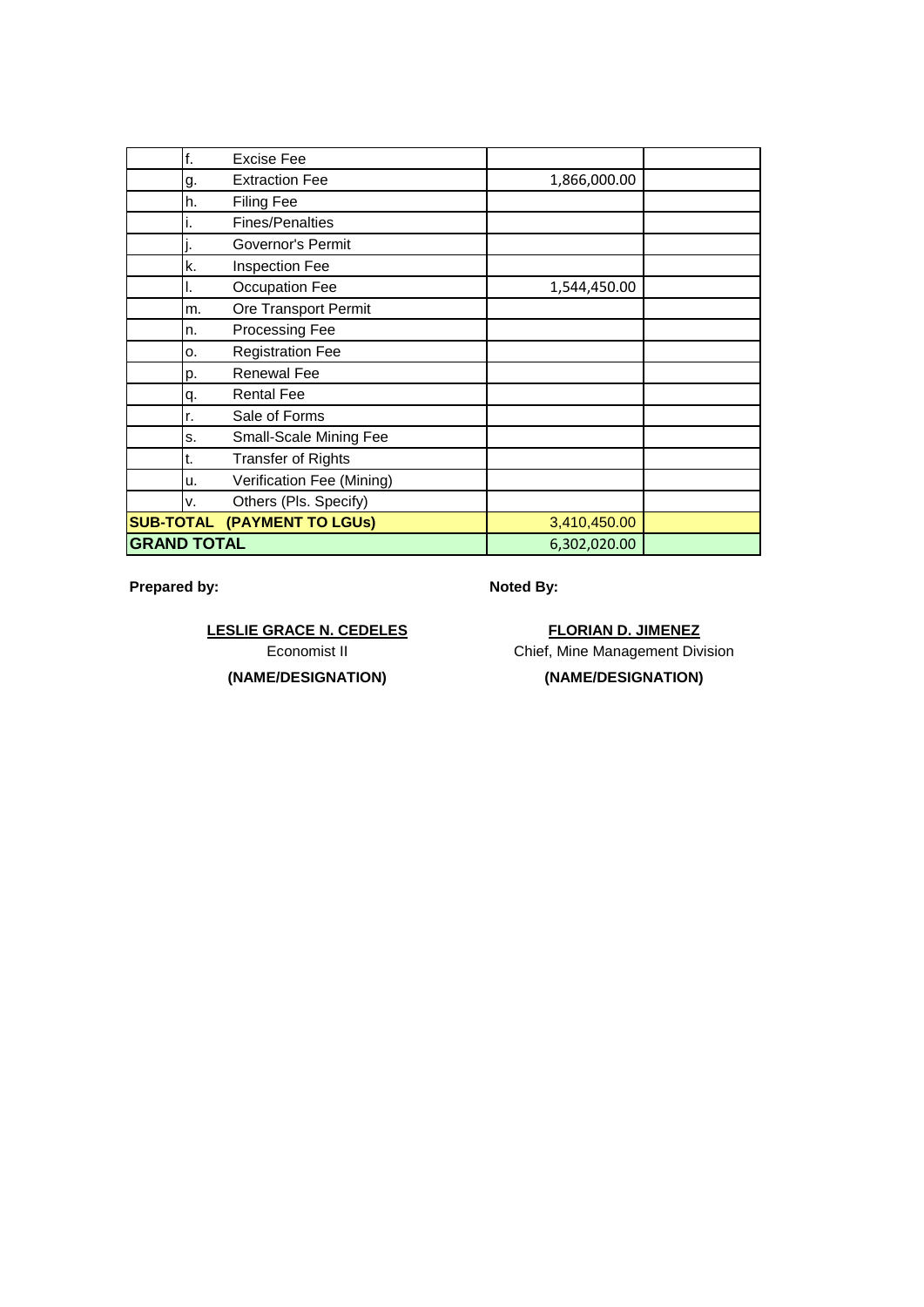| | | | | |
|---|---|---|---|---|
| | f. | Excise Fee | | |
| | g. | Extraction Fee | 1,866,000.00 | |
| | h. | Filing Fee | | |
| | i. | Fines/Penalties | | |
| | j. | Governor's Permit | | |
| | k. | Inspection Fee | | |
| | l. | Occupation Fee | 1,544,450.00 | |
| | m. | Ore Transport Permit | | |
| | n. | Processing Fee | | |
| | o. | Registration Fee | | |
| | p. | Renewal Fee | | |
| | q. | Rental Fee | | |
| | r. | Sale of Forms | | |
| | s. | Small-Scale Mining Fee | | |
| | t. | Transfer of Rights | | |
| | u. | Verification Fee (Mining) | | |
| | v. | Others (Pls. Specify) | | |
| **SUB-TOTAL (PAYMENT TO LGUs)** | | | 3,410,450.00 | |
| **GRAND TOTAL** | | | 6,302,020.00 | |

**Prepared by:**

**LESLIE GRACE N. CEDELES**
Economist II
**(NAME/DESIGNATION)**

**Noted By:**

**FLORIAN D. JIMENEZ**
Chief, Mine Management Division
**(NAME/DESIGNATION)**